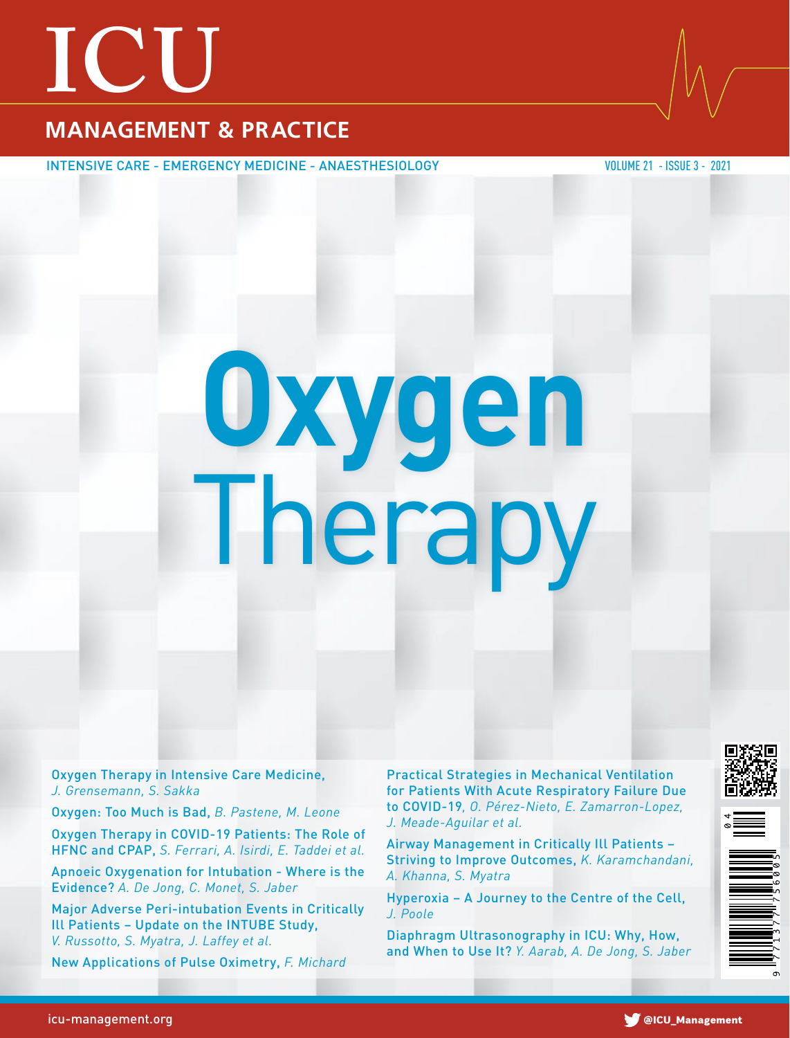# ICU

## MANAGEMENT & PRACTICE

INTENSIVE CARE - EMERGENCY MEDICINE - ANAESTHESIOLOGY

VOLUME 21 - ISSUE 3 - 2021

# Oxygen Therapy

Oxygen Therapy in Intensive Care Medicine, *J. Grensemann, S. Sakka*

Oxygen: Too Much is Bad, *B. Pastene, M. Leone*

Oxygen Therapy in COVID-19 Patients: The Role of HFNC and CPAP, *S. Ferrari, A. Isirdi, E. Taddei et al.*

Apnoeic Oxygenation for Intubation - Where is the Evidence? *A. De Jong, C. Monet, S. Jaber*

Major Adverse Peri-intubation Events in Critically Ill Patients – Update on the INTUBE Study, *V. Russotto, S. Myatra, J. Laffey et al.*

New Applications of Pulse Oximetry, *F. Michard*

Practical Strategies in Mechanical Ventilation for Patients With Acute Respiratory Failure Due to COVID-19, *O. Pérez-Nieto, E. Zamarron-Lopez, J. Meade-Aguilar et al.*

Airway Management in Critically Ill Patients – Striving to Improve Outcomes, *K. Karamchandani, A. Khanna, S. Myatra*

Hyperoxia – A Journey to the Centre of the Cell, *J. Poole*

Diaphragm Ultrasonography in ICU: Why, How, and When to Use It? *Y. Aarab, A. De Jong, S. Jaber*

icu-management.org

@ICU_Management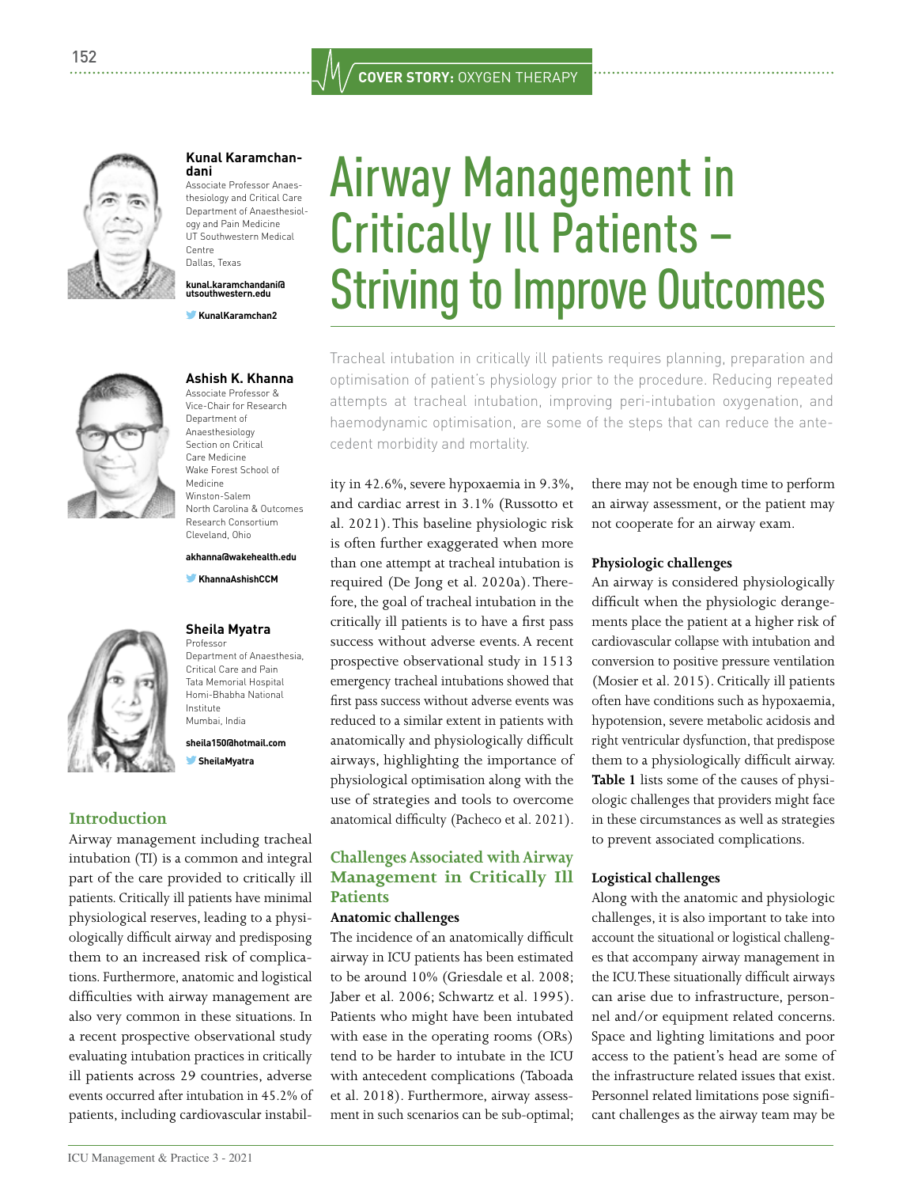# Airway Management in Critically Ill Patients – Striving to Improve Outcomes

**Kunal Karamchandani**
Associate Professor Anaesthesiology and Critical Care
Department of Anaesthesiology and Pain Medicine
UT Southwestern Medical Centre
Dallas, Texas

**kunal.karamchandani@utsouthwestern.edu**

**KunalKaramchan2**

**Ashish K. Khanna**
Associate Professor & Vice-Chair for Research
Department of Anaesthesiology
Section on Critical Care Medicine
Wake Forest School of Medicine
Winston-Salem
North Carolina & Outcomes Research Consortium
Cleveland, Ohio

**akhanna@wakehealth.edu**

**KhannaAshishCCM**

**Sheila Myatra**
Professor
Department of Anaesthesia, Critical Care and Pain
Tata Memorial Hospital
Homi-Bhabha National Institute
Mumbai, India

**sheila150@hotmail.com**

**SheilaMyatra**

Tracheal intubation in critically ill patients requires planning, preparation and optimisation of patient's physiology prior to the procedure. Reducing repeated attempts at tracheal intubation, improving peri-intubation oxygenation, and haemodynamic optimisation, are some of the steps that can reduce the antecedent morbidity and mortality.

## Introduction

Airway management including tracheal intubation (TI) is a common and integral part of the care provided to critically ill patients. Critically ill patients have minimal physiological reserves, leading to a physiologically difficult airway and predisposing them to an increased risk of complications. Furthermore, anatomic and logistical difficulties with airway management are also very common in these situations. In a recent prospective observational study evaluating intubation practices in critically ill patients across 29 countries, adverse events occurred after intubation in 45.2% of patients, including cardiovascular instability in 42.6%, severe hypoxaemia in 9.3%, and cardiac arrest in 3.1% (Russotto et al. 2021). This baseline physiologic risk is often further exaggerated when more than one attempt at tracheal intubation is required (De Jong et al. 2020a). Therefore, the goal of tracheal intubation in the critically ill patients is to have a first pass success without adverse events. A recent prospective observational study in 1513 emergency tracheal intubations showed that first pass success without adverse events was reduced to a similar extent in patients with anatomically and physiologically difficult airways, highlighting the importance of physiological optimisation along with the use of strategies and tools to overcome anatomical difficulty (Pacheco et al. 2021).

## Challenges Associated with Airway Management in Critically Ill Patients

### Anatomic challenges

The incidence of an anatomically difficult airway in ICU patients has been estimated to be around 10% (Griesdale et al. 2008; Jaber et al. 2006; Schwartz et al. 1995). Patients who might have been intubated with ease in the operating rooms (ORs) tend to be harder to intubate in the ICU with antecedent complications (Taboada et al. 2018). Furthermore, airway assessment in such scenarios can be sub-optimal; there may not be enough time to perform an airway assessment, or the patient may not cooperate for an airway exam.

### Physiologic challenges

An airway is considered physiologically difficult when the physiologic derangements place the patient at a higher risk of cardiovascular collapse with intubation and conversion to positive pressure ventilation (Mosier et al. 2015). Critically ill patients often have conditions such as hypoxaemia, hypotension, severe metabolic acidosis and right ventricular dysfunction, that predispose them to a physiologically difficult airway. **Table 1** lists some of the causes of physiologic challenges that providers might face in these circumstances as well as strategies to prevent associated complications.

### Logistical challenges

Along with the anatomic and physiologic challenges, it is also important to take into account the situational or logistical challenges that accompany airway management in the ICU. These situationally difficult airways can arise due to infrastructure, personnel and/or equipment related concerns. Space and lighting limitations and poor access to the patient's head are some of the infrastructure related issues that exist. Personnel related limitations pose significant challenges as the airway team may be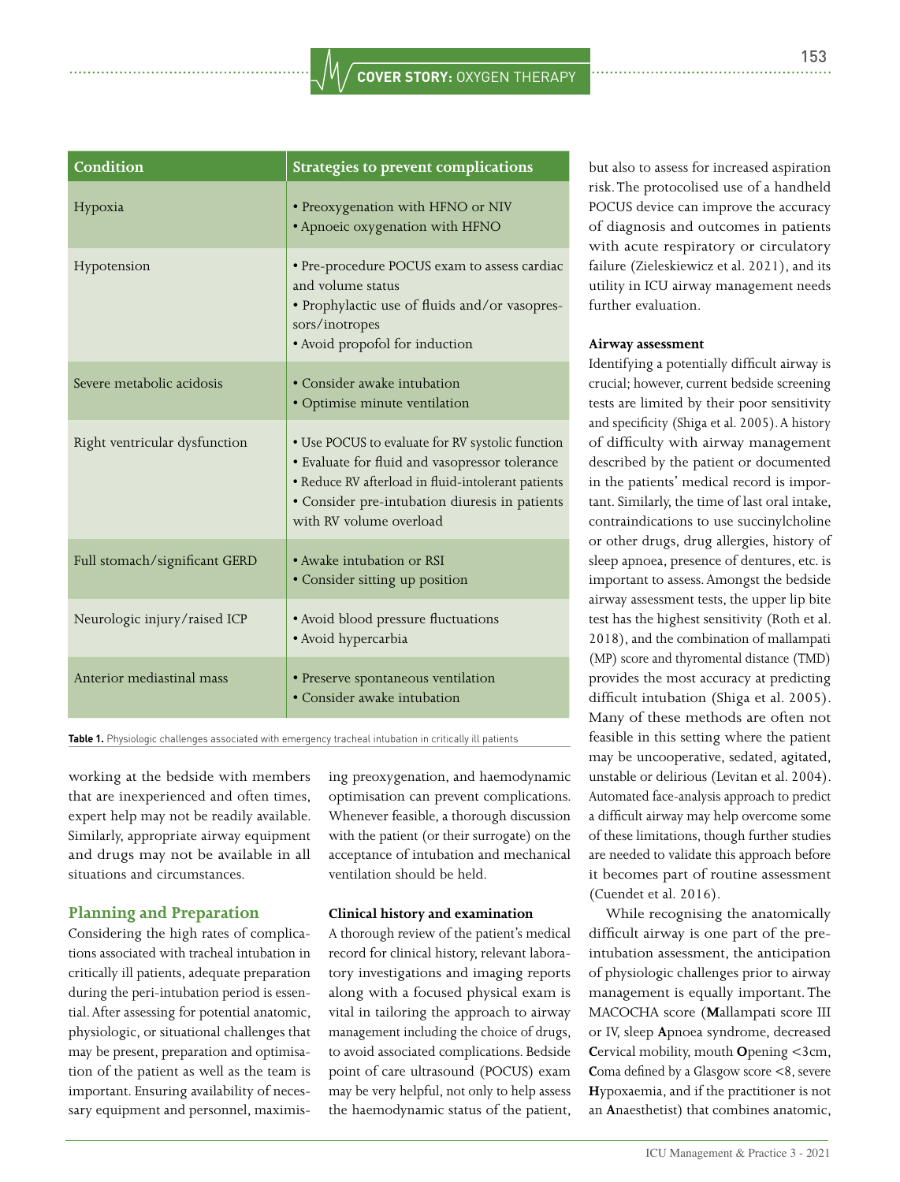| Condition | Strategies to prevent complications |
| --- | --- |
| Hypoxia | • Preoxygenation with HFNO or NIV<br>• Apnoeic oxygenation with HFNO |
| Hypotension | • Pre-procedure POCUS exam to assess cardiac and volume status<br>• Prophylactic use of fluids and/or vasopressors/inotropes<br>• Avoid propofol for induction |
| Severe metabolic acidosis | • Consider awake intubation<br>• Optimise minute ventilation |
| Right ventricular dysfunction | • Use POCUS to evaluate for RV systolic function<br>• Evaluate for fluid and vasopressor tolerance<br>• Reduce RV afterload in fluid-intolerant patients<br>• Consider pre-intubation diuresis in patients with RV volume overload |
| Full stomach/significant GERD | • Awake intubation or RSI<br>• Consider sitting up position |
| Neurologic injury/raised ICP | • Avoid blood pressure fluctuations<br>• Avoid hypercarbia |
| Anterior mediastinal mass | • Preserve spontaneous ventilation<br>• Consider awake intubation |

**Table 1.** Physiologic challenges associated with emergency tracheal intubation in critically ill patients

working at the bedside with members that are inexperienced and often times, expert help may not be readily available. Similarly, appropriate airway equipment and drugs may not be available in all situations and circumstances.

## Planning and Preparation

Considering the high rates of complications associated with tracheal intubation in critically ill patients, adequate preparation during the peri-intubation period is essential. After assessing for potential anatomic, physiologic, or situational challenges that may be present, preparation and optimisation of the patient as well as the team is important. Ensuring availability of necessary equipment and personnel, maximising preoxygenation, and haemodynamic optimisation can prevent complications. Whenever feasible, a thorough discussion with the patient (or their surrogate) on the acceptance of intubation and mechanical ventilation should be held.

### Clinical history and examination

A thorough review of the patient's medical record for clinical history, relevant laboratory investigations and imaging reports along with a focused physical exam is vital in tailoring the approach to airway management including the choice of drugs, to avoid associated complications. Bedside point of care ultrasound (POCUS) exam may be very helpful, not only to help assess the haemodynamic status of the patient, but also to assess for increased aspiration risk. The protocolised use of a handheld POCUS device can improve the accuracy of diagnosis and outcomes in patients with acute respiratory or circulatory failure (Zieleskiewicz et al. 2021), and its utility in ICU airway management needs further evaluation.

### Airway assessment

Identifying a potentially difficult airway is crucial; however, current bedside screening tests are limited by their poor sensitivity and specificity (Shiga et al. 2005). A history of difficulty with airway management described by the patient or documented in the patients' medical record is important. Similarly, the time of last oral intake, contraindications to use succinylcholine or other drugs, drug allergies, history of sleep apnoea, presence of dentures, etc. is important to assess. Amongst the bedside airway assessment tests, the upper lip bite test has the highest sensitivity (Roth et al. 2018), and the combination of mallampati (MP) score and thyromental distance (TMD) provides the most accuracy at predicting difficult intubation (Shiga et al. 2005). Many of these methods are often not feasible in this setting where the patient may be uncooperative, sedated, agitated, unstable or delirious (Levitan et al. 2004). Automated face-analysis approach to predict a difficult airway may help overcome some of these limitations, though further studies are needed to validate this approach before it becomes part of routine assessment (Cuendet et al. 2016).

While recognising the anatomically difficult airway is one part of the pre-intubation assessment, the anticipation of physiologic challenges prior to airway management is equally important. The MACOCHA score (**M**allampati score III or IV, sleep **A**pnoea syndrome, decreased **C**ervical mobility, mouth **O**pening <3cm, **C**oma defined by a Glasgow score <8, severe **H**ypoxaemia, and if the practitioner is not an **A**naesthetist) that combines anatomic,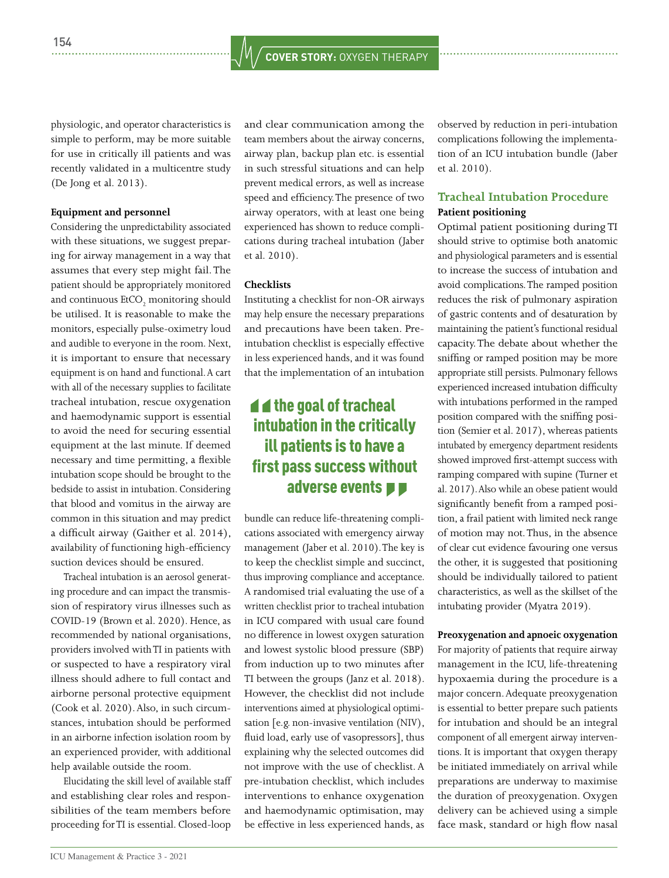physiologic, and operator characteristics is simple to perform, may be more suitable for use in critically ill patients and was recently validated in a multicentre study (De Jong et al. 2013).

**Equipment and personnel**

Considering the unpredictability associated with these situations, we suggest preparing for airway management in a way that assumes that every step might fail. The patient should be appropriately monitored and continuous $EtCO_2$ monitoring should be utilised. It is reasonable to make the monitors, especially pulse-oximetry loud and audible to everyone in the room. Next, it is important to ensure that necessary equipment is on hand and functional. A cart with all of the necessary supplies to facilitate tracheal intubation, rescue oxygenation and haemodynamic support is essential to avoid the need for securing essential equipment at the last minute. If deemed necessary and time permitting, a flexible intubation scope should be brought to the bedside to assist in intubation. Considering that blood and vomitus in the airway are common in this situation and may predict a difficult airway (Gaither et al. 2014), availability of functioning high-efficiency suction devices should be ensured.

Tracheal intubation is an aerosol generating procedure and can impact the transmission of respiratory virus illnesses such as COVID-19 (Brown et al. 2020). Hence, as recommended by national organisations, providers involved with TI in patients with or suspected to have a respiratory viral illness should adhere to full contact and airborne personal protective equipment (Cook et al. 2020). Also, in such circumstances, intubation should be performed in an airborne infection isolation room by an experienced provider, with additional help available outside the room.

Elucidating the skill level of available staff and establishing clear roles and responsibilities of the team members before proceeding for TI is essential. Closed-loop and clear communication among the team members about the airway concerns, airway plan, backup plan etc. is essential in such stressful situations and can help prevent medical errors, as well as increase speed and efficiency. The presence of two airway operators, with at least one being experienced has shown to reduce complications during tracheal intubation (Jaber et al. 2010).

**Checklists**

Instituting a checklist for non-OR airways may help ensure the necessary preparations and precautions have been taken. Pre-intubation checklist is especially effective in less experienced hands, and it was found that the implementation of an intubation bundle can reduce life-threatening complications associated with emergency airway management (Jaber et al. 2010). The key is to keep the checklist simple and succinct, thus improving compliance and acceptance. A randomised trial evaluating the use of a written checklist prior to tracheal intubation in ICU compared with usual care found no difference in lowest oxygen saturation and lowest systolic blood pressure (SBP) from induction up to two minutes after TI between the groups (Janz et al. 2018). However, the checklist did not include interventions aimed at physiological optimisation [e.g. non-invasive ventilation (NIV), fluid load, early use of vasopressors], thus explaining why the selected outcomes did not improve with the use of checklist. A pre-intubation checklist, which includes interventions to enhance oxygenation and haemodynamic optimisation, may be effective in less experienced hands, as observed by reduction in peri-intubation complications following the implementation of an ICU intubation bundle (Jaber et al. 2010).

> **the goal of tracheal intubation in the critically ill patients is to have a first pass success without adverse events**

## Tracheal Intubation Procedure

**Patient positioning**

Optimal patient positioning during TI should strive to optimise both anatomic and physiological parameters and is essential to increase the success of intubation and avoid complications. The ramped position reduces the risk of pulmonary aspiration of gastric contents and of desaturation by maintaining the patient's functional residual capacity. The debate about whether the sniffing or ramped position may be more appropriate still persists. Pulmonary fellows experienced increased intubation difficulty with intubations performed in the ramped position compared with the sniffing position (Semier et al. 2017), whereas patients intubated by emergency department residents showed improved first-attempt success with ramping compared with supine (Turner et al. 2017). Also while an obese patient would significantly benefit from a ramped position, a frail patient with limited neck range of motion may not. Thus, in the absence of clear cut evidence favouring one versus the other, it is suggested that positioning should be individually tailored to patient characteristics, as well as the skillset of the intubating provider (Myatra 2019).

**Preoxygenation and apnoeic oxygenation**

For majority of patients that require airway management in the ICU, life-threatening hypoxaemia during the procedure is a major concern. Adequate preoxygenation is essential to better prepare such patients for intubation and should be an integral component of all emergent airway interventions. It is important that oxygen therapy be initiated immediately on arrival while preparations are underway to maximise the duration of preoxygenation. Oxygen delivery can be achieved using a simple face mask, standard or high flow nasal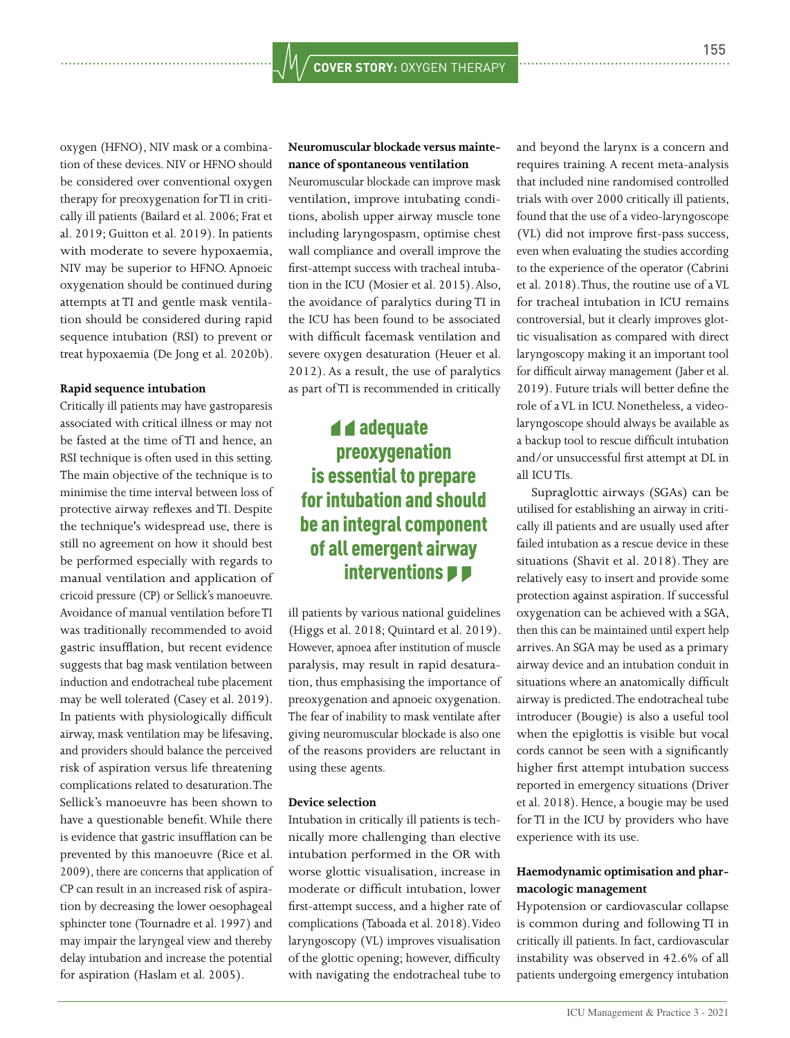oxygen (HFNO), NIV mask or a combination of these devices. NIV or HFNO should be considered over conventional oxygen therapy for preoxygenation for TI in critically ill patients (Bailard et al. 2006; Frat et al. 2019; Guitton et al. 2019). In patients with moderate to severe hypoxaemia, NIV may be superior to HFNO. Apnoeic oxygenation should be continued during attempts at TI and gentle mask ventilation should be considered during rapid sequence intubation (RSI) to prevent or treat hypoxaemia (De Jong et al. 2020b).

**Rapid sequence intubation**

Critically ill patients may have gastroparesis associated with critical illness or may not be fasted at the time of TI and hence, an RSI technique is often used in this setting. The main objective of the technique is to minimise the time interval between loss of protective airway reflexes and TI. Despite the technique's widespread use, there is still no agreement on how it should best be performed especially with regards to manual ventilation and application of cricoid pressure (CP) or Sellick's manoeuvre. Avoidance of manual ventilation before TI was traditionally recommended to avoid gastric insufflation, but recent evidence suggests that bag mask ventilation between induction and endotracheal tube placement may be well tolerated (Casey et al. 2019). In patients with physiologically difficult airway, mask ventilation may be lifesaving, and providers should balance the perceived risk of aspiration versus life threatening complications related to desaturation. The Sellick's manoeuvre has been shown to have a questionable benefit. While there is evidence that gastric insufflation can be prevented by this manoeuvre (Rice et al. 2009), there are concerns that application of CP can result in an increased risk of aspiration by decreasing the lower oesophageal sphincter tone (Tournadre et al. 1997) and may impair the laryngeal view and thereby delay intubation and increase the potential for aspiration (Haslam et al. 2005).

**Neuromuscular blockade versus maintenance of spontaneous ventilation**

Neuromuscular blockade can improve mask ventilation, improve intubating conditions, abolish upper airway muscle tone including laryngospasm, optimise chest wall compliance and overall improve the first-attempt success with tracheal intubation in the ICU (Mosier et al. 2015). Also, the avoidance of paralytics during TI in the ICU has been found to be associated with difficult facemask ventilation and severe oxygen desaturation (Heuer et al. 2012). As a result, the use of paralytics as part of TI is recommended in critically ill patients by various national guidelines (Higgs et al. 2018; Quintard et al. 2019). However, apnoea after institution of muscle paralysis, may result in rapid desaturation, thus emphasising the importance of preoxygenation and apnoeic oxygenation. The fear of inability to mask ventilate after giving neuromuscular blockade is also one of the reasons providers are reluctant in using these agents.

> adequate preoxygenation is essential to prepare for intubation and should be an integral component of all emergent airway interventions

**Device selection**

Intubation in critically ill patients is technically more challenging than elective intubation performed in the OR with worse glottic visualisation, increase in moderate or difficult intubation, lower first-attempt success, and a higher rate of complications (Taboada et al. 2018). Video laryngoscopy (VL) improves visualisation of the glottic opening; however, difficulty with navigating the endotracheal tube to and beyond the larynx is a concern and requires training. A recent meta-analysis that included nine randomised controlled trials with over 2000 critically ill patients, found that the use of a video-laryngoscope (VL) did not improve first-pass success, even when evaluating the studies according to the experience of the operator (Cabrini et al. 2018). Thus, the routine use of a VL for tracheal intubation in ICU remains controversial, but it clearly improves glottic visualisation as compared with direct laryngoscopy making it an important tool for difficult airway management (Jaber et al. 2019). Future trials will better define the role of a VL in ICU. Nonetheless, a video-laryngoscope should always be available as a backup tool to rescue difficult intubation and/or unsuccessful first attempt at DL in all ICU TIs.

Supraglottic airways (SGAs) can be utilised for establishing an airway in critically ill patients and are usually used after failed intubation as a rescue device in these situations (Shavit et al. 2018). They are relatively easy to insert and provide some protection against aspiration. If successful oxygenation can be achieved with a SGA, then this can be maintained until expert help arrives. An SGA may be used as a primary airway device and an intubation conduit in situations where an anatomically difficult airway is predicted. The endotracheal tube introducer (Bougie) is also a useful tool when the epiglottis is visible but vocal cords cannot be seen with a significantly higher first attempt intubation success reported in emergency situations (Driver et al. 2018). Hence, a bougie may be used for TI in the ICU by providers who have experience with its use.

**Haemodynamic optimisation and pharmacologic management**

Hypotension or cardiovascular collapse is common during and following TI in critically ill patients. In fact, cardiovascular instability was observed in 42.6% of all patients undergoing emergency intubation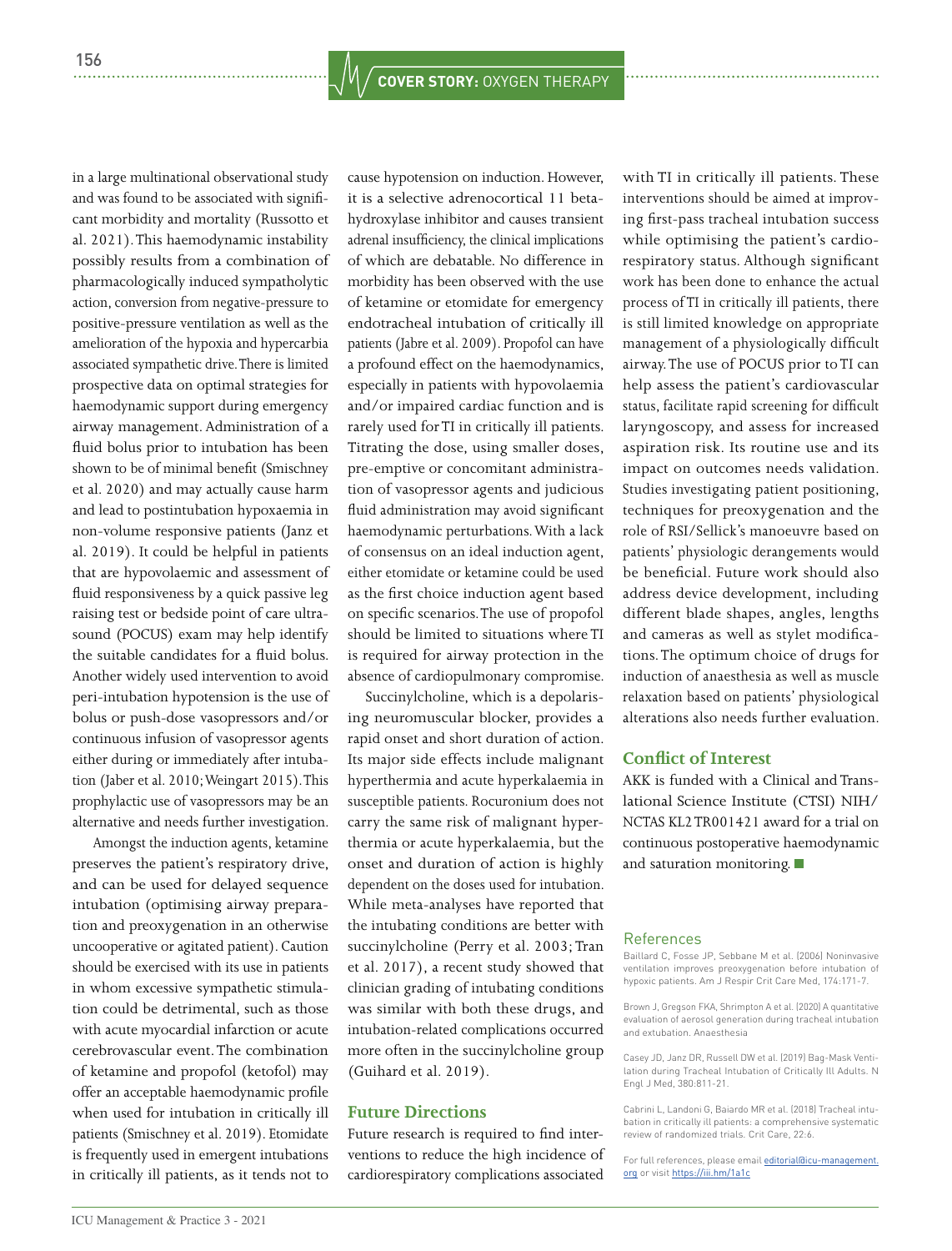in a large multinational observational study and was found to be associated with significant morbidity and mortality (Russotto et al. 2021). This haemodynamic instability possibly results from a combination of pharmacologically induced sympatholytic action, conversion from negative-pressure to positive-pressure ventilation as well as the amelioration of the hypoxia and hypercarbia associated sympathetic drive. There is limited prospective data on optimal strategies for haemodynamic support during emergency airway management. Administration of a fluid bolus prior to intubation has been shown to be of minimal benefit (Smischney et al. 2020) and may actually cause harm and lead to postintubation hypoxaemia in non-volume responsive patients (Janz et al. 2019). It could be helpful in patients that are hypovolaemic and assessment of fluid responsiveness by a quick passive leg raising test or bedside point of care ultrasound (POCUS) exam may help identify the suitable candidates for a fluid bolus. Another widely used intervention to avoid peri-intubation hypotension is the use of bolus or push-dose vasopressors and/or continuous infusion of vasopressor agents either during or immediately after intubation (Jaber et al. 2010; Weingart 2015). This prophylactic use of vasopressors may be an alternative and needs further investigation.

Amongst the induction agents, ketamine preserves the patient's respiratory drive, and can be used for delayed sequence intubation (optimising airway preparation and preoxygenation in an otherwise uncooperative or agitated patient). Caution should be exercised with its use in patients in whom excessive sympathetic stimulation could be detrimental, such as those with acute myocardial infarction or acute cerebrovascular event. The combination of ketamine and propofol (ketofol) may offer an acceptable haemodynamic profile when used for intubation in critically ill patients (Smischney et al. 2019). Etomidate is frequently used in emergent intubations in critically ill patients, as it tends not to cause hypotension on induction. However, it is a selective adrenocortical 11 beta-hydroxylase inhibitor and causes transient adrenal insufficiency, the clinical implications of which are debatable. No difference in morbidity has been observed with the use of ketamine or etomidate for emergency endotracheal intubation of critically ill patients (Jabre et al. 2009). Propofol can have a profound effect on the haemodynamics, especially in patients with hypovolaemia and/or impaired cardiac function and is rarely used for TI in critically ill patients. Titrating the dose, using smaller doses, pre-emptive or concomitant administration of vasopressor agents and judicious fluid administration may avoid significant haemodynamic perturbations. With a lack of consensus on an ideal induction agent, either etomidate or ketamine could be used as the first choice induction agent based on specific scenarios. The use of propofol should be limited to situations where TI is required for airway protection in the absence of cardiopulmonary compromise.

Succinylcholine, which is a depolarising neuromuscular blocker, provides a rapid onset and short duration of action. Its major side effects include malignant hyperthermia and acute hyperkalaemia in susceptible patients. Rocuronium does not carry the same risk of malignant hyperthermia or acute hyperkalaemia, but the onset and duration of action is highly dependent on the doses used for intubation. While meta-analyses have reported that the intubating conditions are better with succinylcholine (Perry et al. 2003; Tran et al. 2017), a recent study showed that clinician grading of intubating conditions was similar with both these drugs, and intubation-related complications occurred more often in the succinylcholine group (Guihard et al. 2019).

## Future Directions

Future research is required to find interventions to reduce the high incidence of cardiorespiratory complications associated with TI in critically ill patients. These interventions should be aimed at improving first-pass tracheal intubation success while optimising the patient's cardiorespiratory status. Although significant work has been done to enhance the actual process of TI in critically ill patients, there is still limited knowledge on appropriate management of a physiologically difficult airway. The use of POCUS prior to TI can help assess the patient's cardiovascular status, facilitate rapid screening for difficult laryngoscopy, and assess for increased aspiration risk. Its routine use and its impact on outcomes needs validation. Studies investigating patient positioning, techniques for preoxygenation and the role of RSI/Sellick's manoeuvre based on patients' physiologic derangements would be beneficial. Future work should also address device development, including different blade shapes, angles, lengths and cameras as well as stylet modifications. The optimum choice of drugs for induction of anaesthesia as well as muscle relaxation based on patients' physiological alterations also needs further evaluation.

## Conflict of Interest

AKK is funded with a Clinical and Translational Science Institute (CTSI) NIH/NCTAS KL2 TR001421 award for a trial on continuous postoperative haemodynamic and saturation monitoring.

## References

Baillard C, Fosse JP, Sebbane M et al. (2006) Noninvasive ventilation improves preoxygenation before intubation of hypoxic patients. Am J Respir Crit Care Med, 174:171-7.

Brown J, Gregson FKA, Shrimpton A et al. (2020) A quantitative evaluation of aerosol generation during tracheal intubation and extubation. Anaesthesia

Casey JD, Janz DR, Russell DW et al. (2019) Bag-Mask Ventilation during Tracheal Intubation of Critically Ill Adults. N Engl J Med, 380:811-21.

Cabrini L, Landoni G, Baiardo MR et al. (2018) Tracheal intubation in critically ill patients: a comprehensive systematic review of randomized trials. Crit Care, 22:6.

For full references, please email editorial@icu-management.org or visit https://iii.hm/1a1c